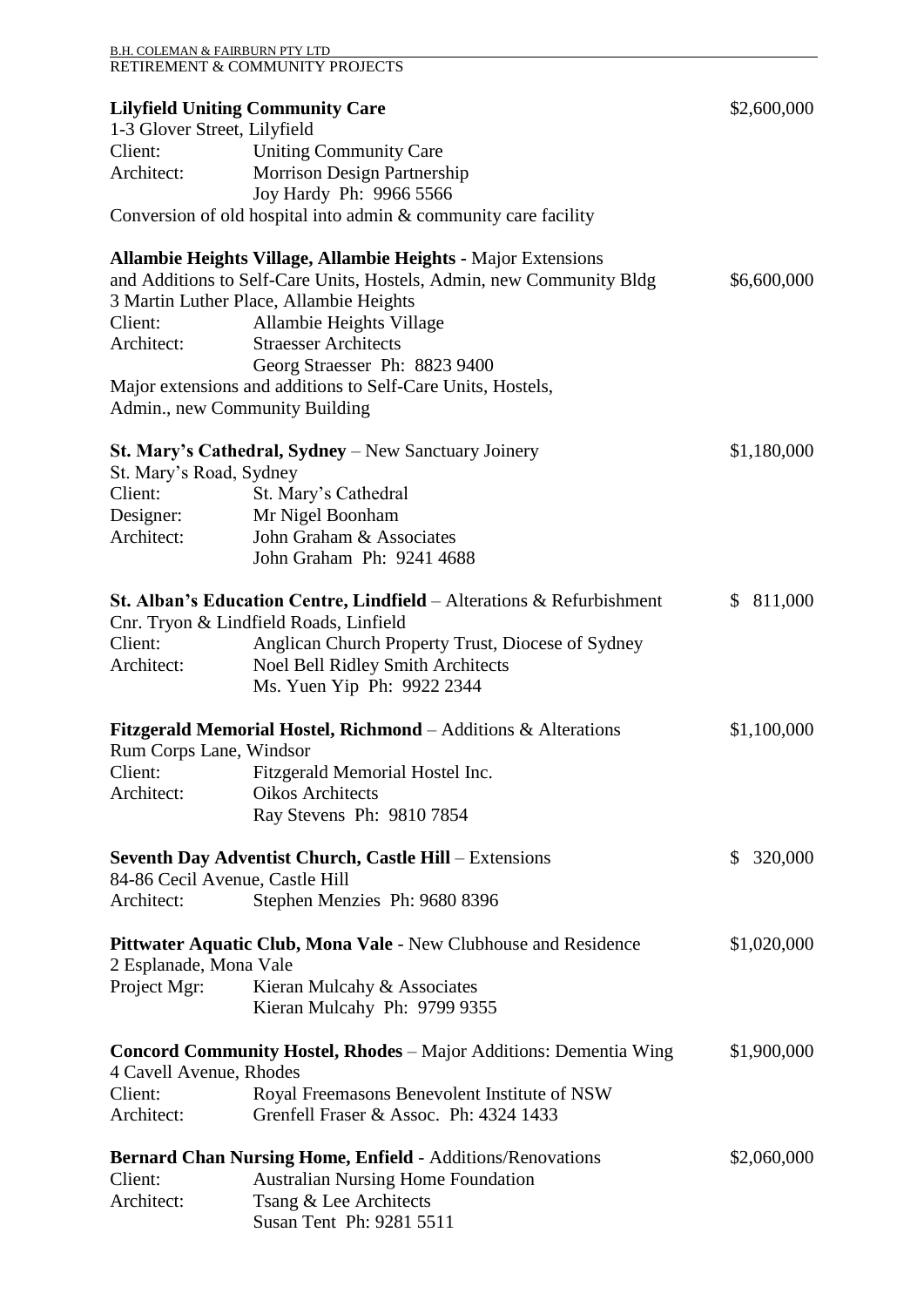**Lilyfield Uniting Community Care** $2,600,000
1-3 Glover Street, Lilyfield
Client: Uniting Community Care
Architect: Morrison Design Partnership
Joy Hardy Ph: 9966 5566
Conversion of old hospital into admin & community care facility

**Allambie Heights Village, Allambie Heights** - Major Extensions and Additions to Self-Care Units, Hostels, Admin, new Community Bldg $6,600,000
3 Martin Luther Place, Allambie Heights
Client: Allambie Heights Village
Architect: Straesser Architects
Georg Straesser Ph: 8823 9400
Major extensions and additions to Self-Care Units, Hostels, Admin., new Community Building

**St. Mary's Cathedral, Sydney** – New Sanctuary Joinery $1,180,000
St. Mary's Road, Sydney
Client: St. Mary's Cathedral
Designer: Mr Nigel Boonham
Architect: John Graham & Associates
John Graham Ph: 9241 4688

**St. Alban's Education Centre, Lindfield** – Alterations & Refurbishment $ 811,000
Cnr. Tryon & Lindfield Roads, Linfield
Client: Anglican Church Property Trust, Diocese of Sydney
Architect: Noel Bell Ridley Smith Architects
Ms. Yuen Yip Ph: 9922 2344

**Fitzgerald Memorial Hostel, Richmond** – Additions & Alterations $1,100,000
Rum Corps Lane, Windsor
Client: Fitzgerald Memorial Hostel Inc.
Architect: Oikos Architects
Ray Stevens Ph: 9810 7854

**Seventh Day Adventist Church, Castle Hill** – Extensions $ 320,000
84-86 Cecil Avenue, Castle Hill
Architect: Stephen Menzies Ph: 9680 8396

**Pittwater Aquatic Club, Mona Vale** - New Clubhouse and Residence $1,020,000
2 Esplanade, Mona Vale
Project Mgr: Kieran Mulcahy & Associates
Kieran Mulcahy Ph: 9799 9355

**Concord Community Hostel, Rhodes** – Major Additions: Dementia Wing $1,900,000
4 Cavell Avenue, Rhodes
Client: Royal Freemasons Benevolent Institute of NSW
Architect: Grenfell Fraser & Assoc. Ph: 4324 1433

**Bernard Chan Nursing Home, Enfield** - Additions/Renovations $2,060,000
Client: Australian Nursing Home Foundation
Architect: Tsang & Lee Architects
Susan Tent Ph: 9281 5511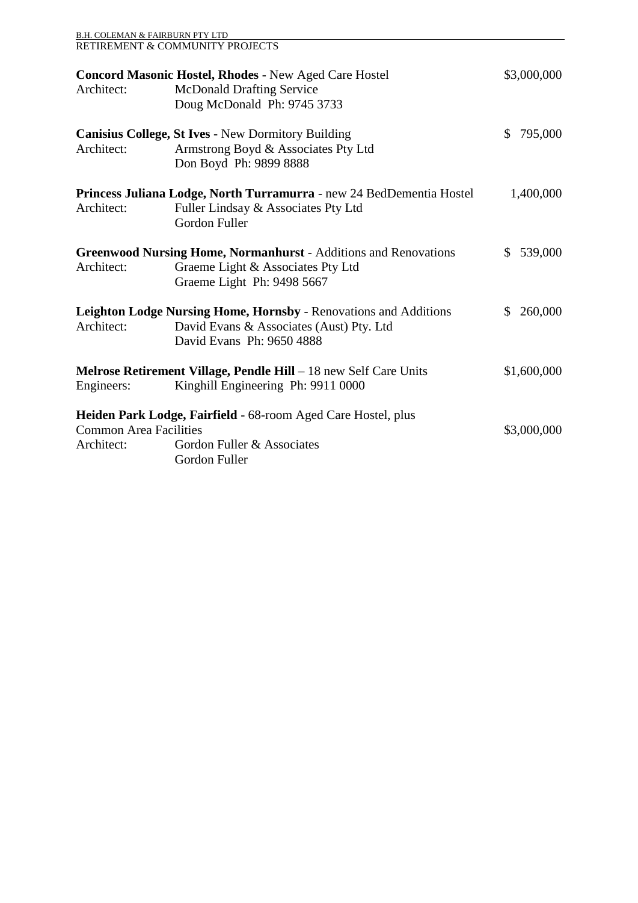RETIREMENT & COMMUNITY PROJECTS

**Concord Masonic Hostel, Rhodes** - New Aged Care Hostel — $3,000,000
Architect: McDonald Drafting Service
Doug McDonald Ph: 9745 3733

**Canisius College, St Ives** - New Dormitory Building — $ 795,000
Architect: Armstrong Boyd & Associates Pty Ltd
Don Boyd Ph: 9899 8888

**Princess Juliana Lodge, North Turramurra** - new 24 BedDementia Hostel — 1,400,000
Architect: Fuller Lindsay & Associates Pty Ltd
Gordon Fuller

**Greenwood Nursing Home, Normanhurst** - Additions and Renovations — $ 539,000
Architect: Graeme Light & Associates Pty Ltd
Graeme Light Ph: 9498 5667

**Leighton Lodge Nursing Home, Hornsby** - Renovations and Additions — $ 260,000
Architect: David Evans & Associates (Aust) Pty. Ltd
David Evans Ph: 9650 4888

**Melrose Retirement Village, Pendle Hill** – 18 new Self Care Units — $1,600,000
Engineers: Kinghill Engineering Ph: 9911 0000

**Heiden Park Lodge, Fairfield** - 68-room Aged Care Hostel, plus Common Area Facilities — $3,000,000
Architect: Gordon Fuller & Associates
Gordon Fuller